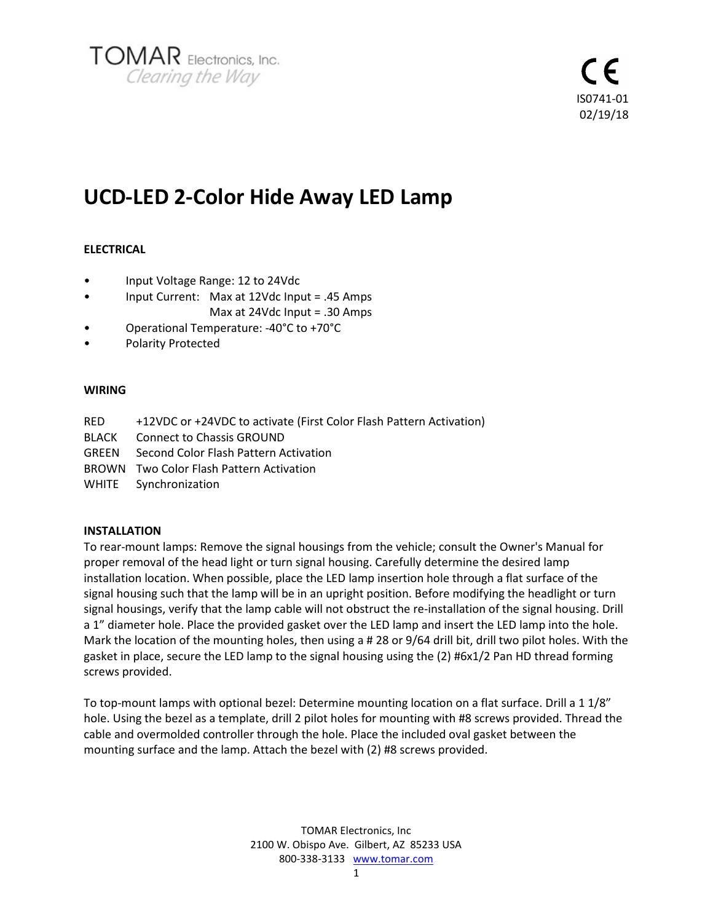TOMAR Electronics, Inc.
*Clearing the Way*

CE
IS0741-01
02/19/18

# UCD-LED 2-Color Hide Away LED Lamp

## ELECTRICAL

- Input Voltage Range: 12 to 24Vdc
- Input Current: Max at 12Vdc Input = .45 Amps
  Max at 24Vdc Input = .30 Amps
- Operational Temperature: -40°C to +70°C
- Polarity Protected

## WIRING

| | |
|---|---|
| RED | +12VDC or +24VDC to activate (First Color Flash Pattern Activation) |
| BLACK | Connect to Chassis GROUND |
| GREEN | Second Color Flash Pattern Activation |
| BROWN | Two Color Flash Pattern Activation |
| WHITE | Synchronization |

## INSTALLATION

To rear-mount lamps: Remove the signal housings from the vehicle; consult the Owner's Manual for proper removal of the head light or turn signal housing. Carefully determine the desired lamp installation location. When possible, place the LED lamp insertion hole through a flat surface of the signal housing such that the lamp will be in an upright position. Before modifying the headlight or turn signal housings, verify that the lamp cable will not obstruct the re-installation of the signal housing. Drill a 1" diameter hole. Place the provided gasket over the LED lamp and insert the LED lamp into the hole. Mark the location of the mounting holes, then using a # 28 or 9/64 drill bit, drill two pilot holes. With the gasket in place, secure the LED lamp to the signal housing using the (2) #6x1/2 Pan HD thread forming screws provided.

To top-mount lamps with optional bezel: Determine mounting location on a flat surface. Drill a 1 1/8" hole. Using the bezel as a template, drill 2 pilot holes for mounting with #8 screws provided. Thread the cable and overmolded controller through the hole. Place the included oval gasket between the mounting surface and the lamp. Attach the bezel with (2) #8 screws provided.

TOMAR Electronics, Inc
2100 W. Obispo Ave. Gilbert, AZ 85233 USA
800-338-3133 www.tomar.com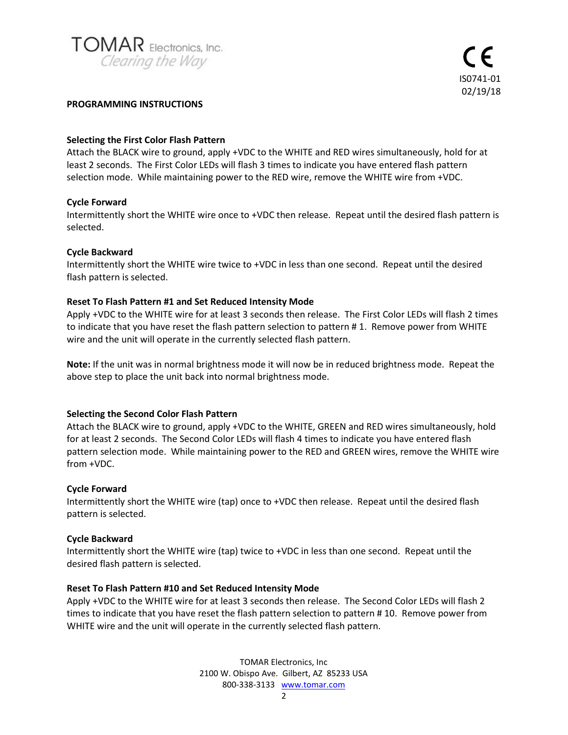IS0741-01
02/19/18

## PROGRAMMING INSTRUCTIONS

### Selecting the First Color Flash Pattern

Attach the BLACK wire to ground, apply +VDC to the WHITE and RED wires simultaneously, hold for at least 2 seconds. The First Color LEDs will flash 3 times to indicate you have entered flash pattern selection mode. While maintaining power to the RED wire, remove the WHITE wire from +VDC.

### Cycle Forward

Intermittently short the WHITE wire once to +VDC then release. Repeat until the desired flash pattern is selected.

### Cycle Backward

Intermittently short the WHITE wire twice to +VDC in less than one second. Repeat until the desired flash pattern is selected.

### Reset To Flash Pattern #1 and Set Reduced Intensity Mode

Apply +VDC to the WHITE wire for at least 3 seconds then release. The First Color LEDs will flash 2 times to indicate that you have reset the flash pattern selection to pattern # 1. Remove power from WHITE wire and the unit will operate in the currently selected flash pattern.

**Note:** If the unit was in normal brightness mode it will now be in reduced brightness mode. Repeat the above step to place the unit back into normal brightness mode.

### Selecting the Second Color Flash Pattern

Attach the BLACK wire to ground, apply +VDC to the WHITE, GREEN and RED wires simultaneously, hold for at least 2 seconds. The Second Color LEDs will flash 4 times to indicate you have entered flash pattern selection mode. While maintaining power to the RED and GREEN wires, remove the WHITE wire from +VDC.

### Cycle Forward

Intermittently short the WHITE wire (tap) once to +VDC then release. Repeat until the desired flash pattern is selected.

### Cycle Backward

Intermittently short the WHITE wire (tap) twice to +VDC in less than one second. Repeat until the desired flash pattern is selected.

### Reset To Flash Pattern #10 and Set Reduced Intensity Mode

Apply +VDC to the WHITE wire for at least 3 seconds then release. The Second Color LEDs will flash 2 times to indicate that you have reset the flash pattern selection to pattern # 10. Remove power from WHITE wire and the unit will operate in the currently selected flash pattern.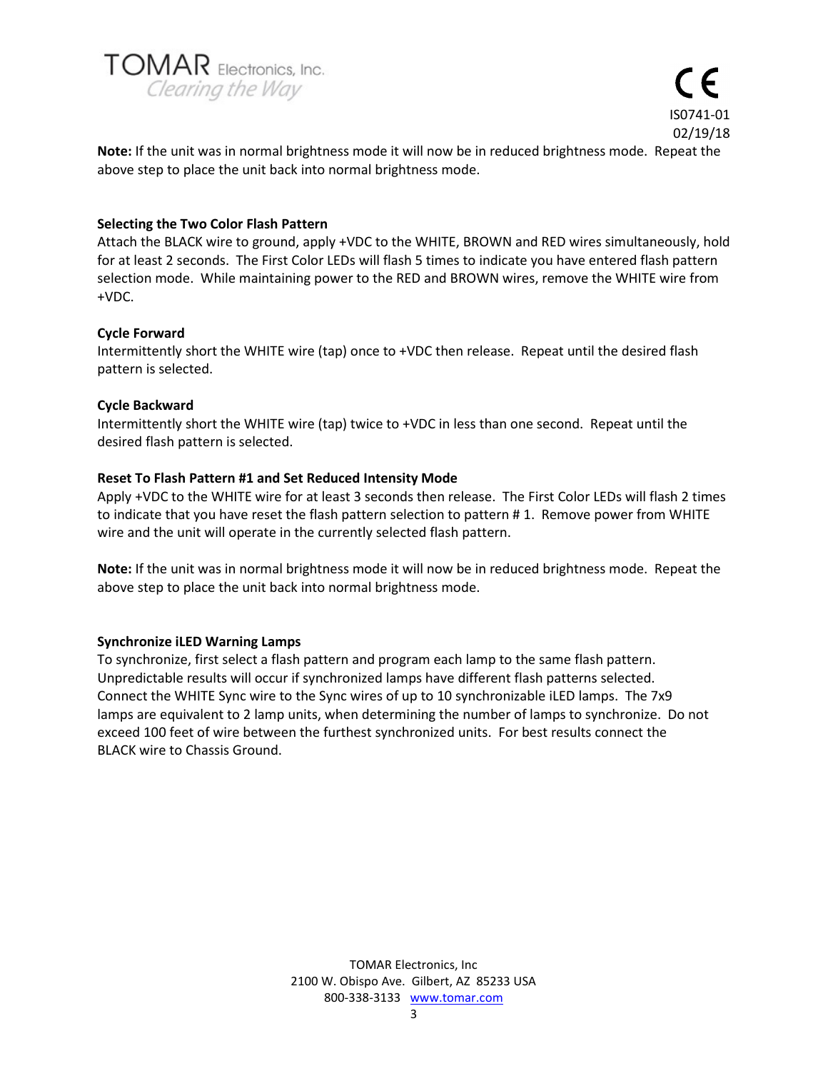**Note:** If the unit was in normal brightness mode it will now be in reduced brightness mode. Repeat the above step to place the unit back into normal brightness mode.

### Selecting the Two Color Flash Pattern

Attach the BLACK wire to ground, apply +VDC to the WHITE, BROWN and RED wires simultaneously, hold for at least 2 seconds. The First Color LEDs will flash 5 times to indicate you have entered flash pattern selection mode. While maintaining power to the RED and BROWN wires, remove the WHITE wire from +VDC.

### Cycle Forward

Intermittently short the WHITE wire (tap) once to +VDC then release. Repeat until the desired flash pattern is selected.

### Cycle Backward

Intermittently short the WHITE wire (tap) twice to +VDC in less than one second. Repeat until the desired flash pattern is selected.

### Reset To Flash Pattern #1 and Set Reduced Intensity Mode

Apply +VDC to the WHITE wire for at least 3 seconds then release. The First Color LEDs will flash 2 times to indicate that you have reset the flash pattern selection to pattern # 1. Remove power from WHITE wire and the unit will operate in the currently selected flash pattern.

**Note:** If the unit was in normal brightness mode it will now be in reduced brightness mode. Repeat the above step to place the unit back into normal brightness mode.

### Synchronize iLED Warning Lamps

To synchronize, first select a flash pattern and program each lamp to the same flash pattern. Unpredictable results will occur if synchronized lamps have different flash patterns selected. Connect the WHITE Sync wire to the Sync wires of up to 10 synchronizable iLED lamps. The 7x9 lamps are equivalent to 2 lamp units, when determining the number of lamps to synchronize. Do not exceed 100 feet of wire between the furthest synchronized units. For best results connect the BLACK wire to Chassis Ground.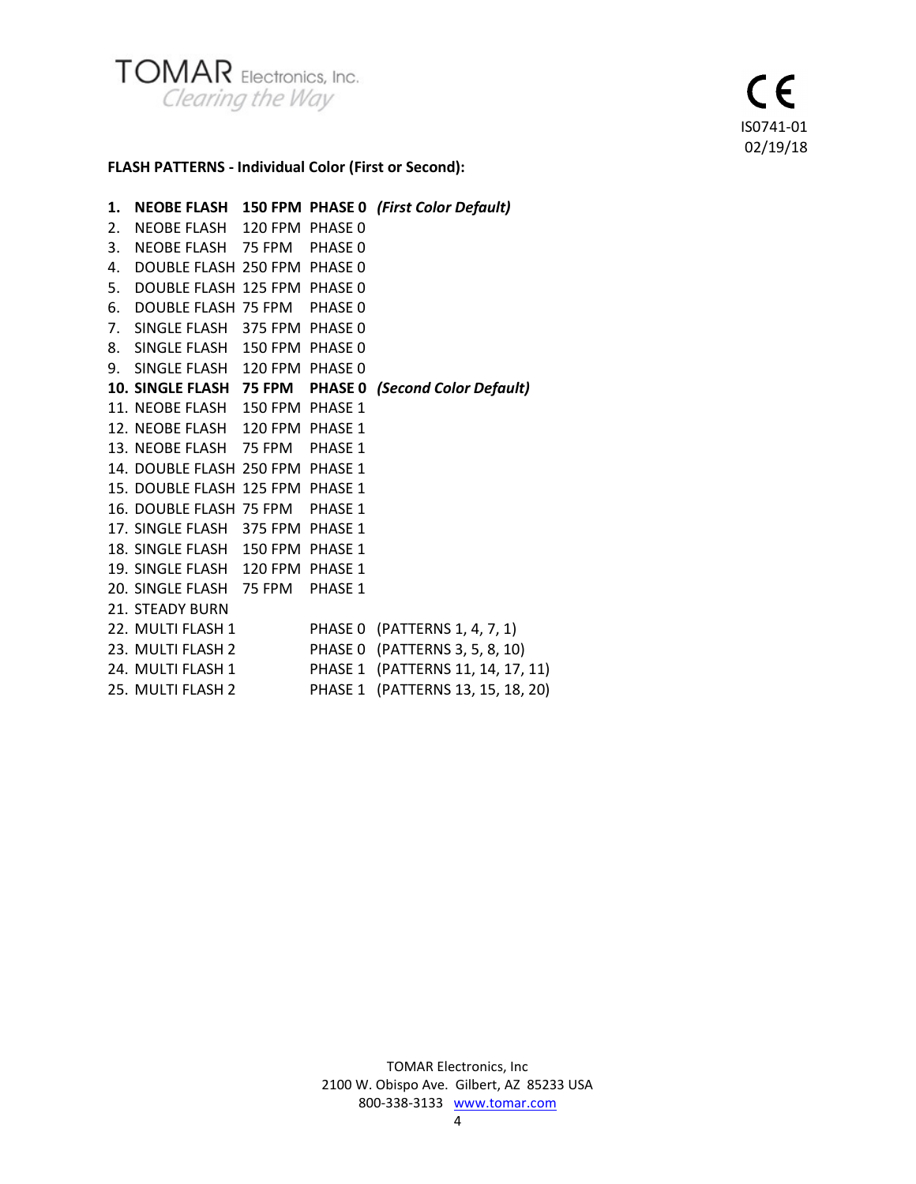**FLASH PATTERNS - Individual Color (First or Second):**

1. **NEOBE FLASH 150 FPM PHASE 0 *(First Color Default)***
2. NEOBE FLASH 120 FPM PHASE 0
3. NEOBE FLASH 75 FPM PHASE 0
4. DOUBLE FLASH 250 FPM PHASE 0
5. DOUBLE FLASH 125 FPM PHASE 0
6. DOUBLE FLASH 75 FPM PHASE 0
7. SINGLE FLASH 375 FPM PHASE 0
8. SINGLE FLASH 150 FPM PHASE 0
9. SINGLE FLASH 120 FPM PHASE 0
10. **SINGLE FLASH 75 FPM PHASE 0 *(Second Color Default)***
11. NEOBE FLASH 150 FPM PHASE 1
12. NEOBE FLASH 120 FPM PHASE 1
13. NEOBE FLASH 75 FPM PHASE 1
14. DOUBLE FLASH 250 FPM PHASE 1
15. DOUBLE FLASH 125 FPM PHASE 1
16. DOUBLE FLASH 75 FPM PHASE 1
17. SINGLE FLASH 375 FPM PHASE 1
18. SINGLE FLASH 150 FPM PHASE 1
19. SINGLE FLASH 120 FPM PHASE 1
20. SINGLE FLASH 75 FPM PHASE 1
21. STEADY BURN
22. MULTI FLASH 1 PHASE 0 (PATTERNS 1, 4, 7, 1)
23. MULTI FLASH 2 PHASE 0 (PATTERNS 3, 5, 8, 10)
24. MULTI FLASH 1 PHASE 1 (PATTERNS 11, 14, 17, 11)
25. MULTI FLASH 2 PHASE 1 (PATTERNS 13, 15, 18, 20)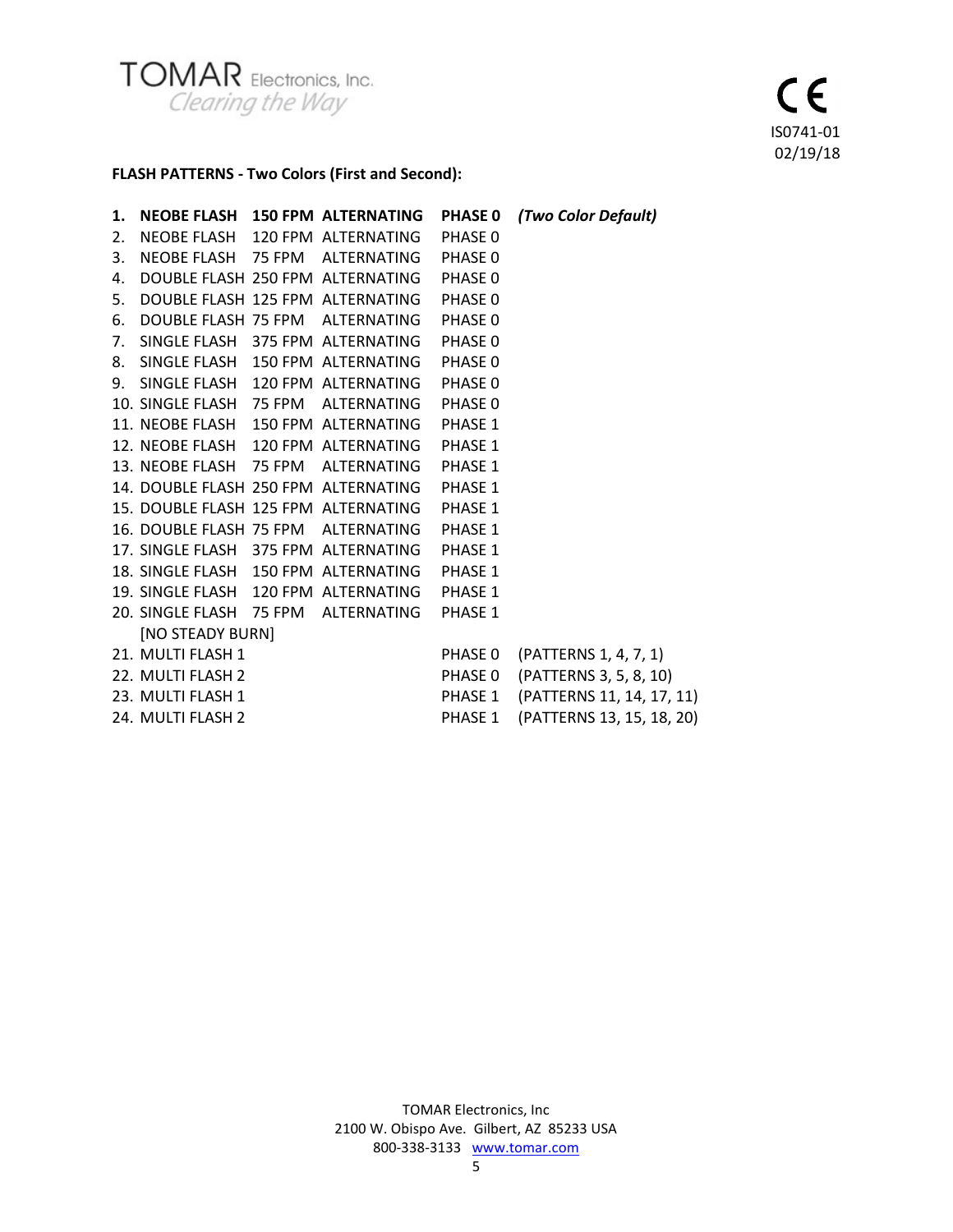**FLASH PATTERNS - Two Colors (First and Second):**

| | | | | | |
|---|---|---|---|---|---|
| **1.** | **NEOBE FLASH** | **150 FPM** | **ALTERNATING** | **PHASE 0** | ***(Two Color Default)*** |
| 2. | NEOBE FLASH | 120 FPM | ALTERNATING | PHASE 0 | |
| 3. | NEOBE FLASH | 75 FPM | ALTERNATING | PHASE 0 | |
| 4. | DOUBLE FLASH | 250 FPM | ALTERNATING | PHASE 0 | |
| 5. | DOUBLE FLASH | 125 FPM | ALTERNATING | PHASE 0 | |
| 6. | DOUBLE FLASH | 75 FPM | ALTERNATING | PHASE 0 | |
| 7. | SINGLE FLASH | 375 FPM | ALTERNATING | PHASE 0 | |
| 8. | SINGLE FLASH | 150 FPM | ALTERNATING | PHASE 0 | |
| 9. | SINGLE FLASH | 120 FPM | ALTERNATING | PHASE 0 | |
| 10. | SINGLE FLASH | 75 FPM | ALTERNATING | PHASE 0 | |
| 11. | NEOBE FLASH | 150 FPM | ALTERNATING | PHASE 1 | |
| 12. | NEOBE FLASH | 120 FPM | ALTERNATING | PHASE 1 | |
| 13. | NEOBE FLASH | 75 FPM | ALTERNATING | PHASE 1 | |
| 14. | DOUBLE FLASH | 250 FPM | ALTERNATING | PHASE 1 | |
| 15. | DOUBLE FLASH | 125 FPM | ALTERNATING | PHASE 1 | |
| 16. | DOUBLE FLASH | 75 FPM | ALTERNATING | PHASE 1 | |
| 17. | SINGLE FLASH | 375 FPM | ALTERNATING | PHASE 1 | |
| 18. | SINGLE FLASH | 150 FPM | ALTERNATING | PHASE 1 | |
| 19. | SINGLE FLASH | 120 FPM | ALTERNATING | PHASE 1 | |
| 20. | SINGLE FLASH | 75 FPM | ALTERNATING | PHASE 1 | |
| | [NO STEADY BURN] | | | | |
| 21. | MULTI FLASH 1 | | | PHASE 0 | (PATTERNS 1, 4, 7, 1) |
| 22. | MULTI FLASH 2 | | | PHASE 0 | (PATTERNS 3, 5, 8, 10) |
| 23. | MULTI FLASH 1 | | | PHASE 1 | (PATTERNS 11, 14, 17, 11) |
| 24. | MULTI FLASH 2 | | | PHASE 1 | (PATTERNS 13, 15, 18, 20) |